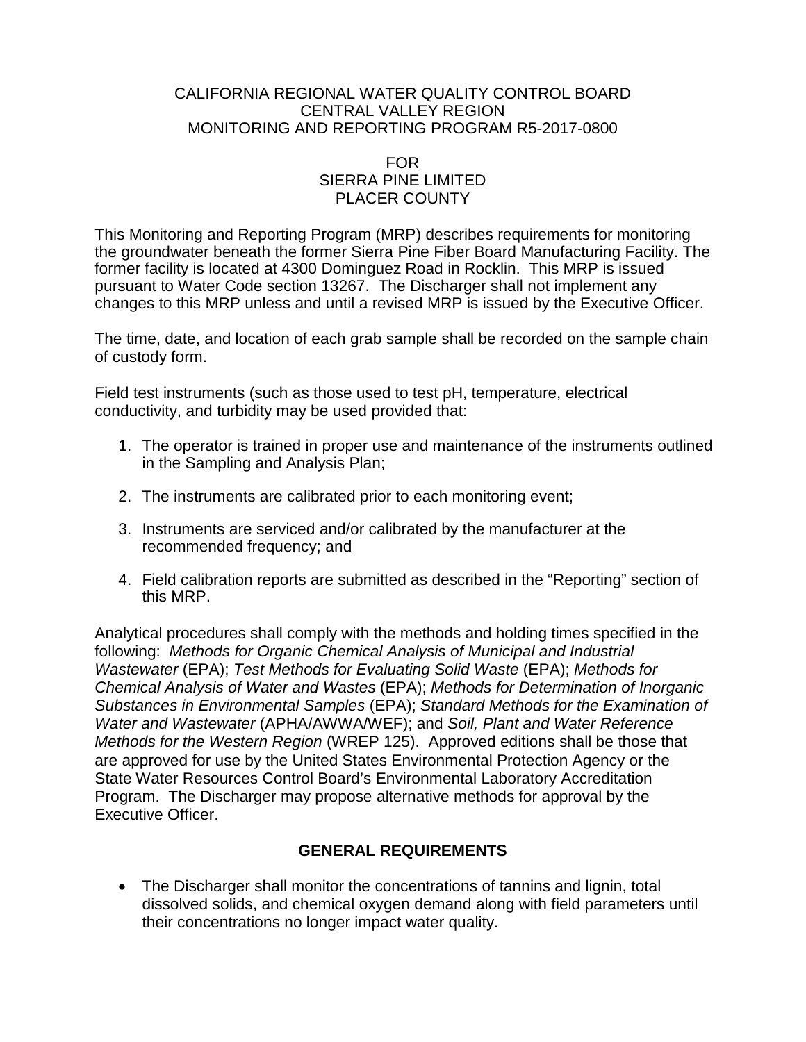CALIFORNIA REGIONAL WATER QUALITY CONTROL BOARD
CENTRAL VALLEY REGION
MONITORING AND REPORTING PROGRAM R5-2017-0800

FOR
SIERRA PINE LIMITED
PLACER COUNTY

This Monitoring and Reporting Program (MRP) describes requirements for monitoring the groundwater beneath the former Sierra Pine Fiber Board Manufacturing Facility. The former facility is located at 4300 Dominguez Road in Rocklin. This MRP is issued pursuant to Water Code section 13267. The Discharger shall not implement any changes to this MRP unless and until a revised MRP is issued by the Executive Officer.

The time, date, and location of each grab sample shall be recorded on the sample chain of custody form.

Field test instruments (such as those used to test pH, temperature, electrical conductivity, and turbidity may be used provided that:

1. The operator is trained in proper use and maintenance of the instruments outlined in the Sampling and Analysis Plan;

2. The instruments are calibrated prior to each monitoring event;

3. Instruments are serviced and/or calibrated by the manufacturer at the recommended frequency; and

4. Field calibration reports are submitted as described in the "Reporting" section of this MRP.

Analytical procedures shall comply with the methods and holding times specified in the following: *Methods for Organic Chemical Analysis of Municipal and Industrial Wastewater* (EPA); *Test Methods for Evaluating Solid Waste* (EPA); *Methods for Chemical Analysis of Water and Wastes* (EPA); *Methods for Determination of Inorganic Substances in Environmental Samples* (EPA); *Standard Methods for the Examination of Water and Wastewater* (APHA/AWWA/WEF); and *Soil, Plant and Water Reference Methods for the Western Region* (WREP 125). Approved editions shall be those that are approved for use by the United States Environmental Protection Agency or the State Water Resources Control Board's Environmental Laboratory Accreditation Program. The Discharger may propose alternative methods for approval by the Executive Officer.

## GENERAL REQUIREMENTS

- The Discharger shall monitor the concentrations of tannins and lignin, total dissolved solids, and chemical oxygen demand along with field parameters until their concentrations no longer impact water quality.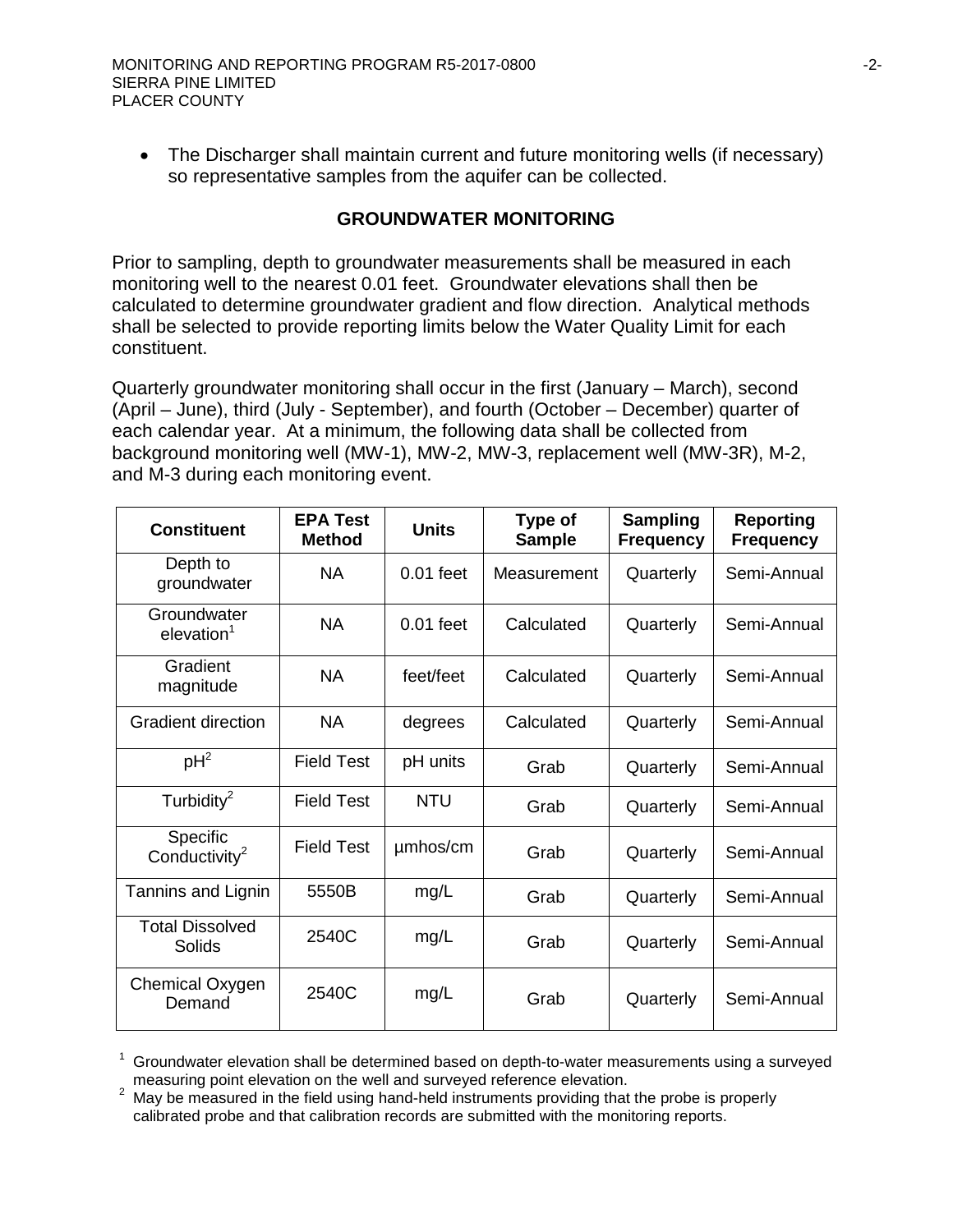- The Discharger shall maintain current and future monitoring wells (if necessary) so representative samples from the aquifer can be collected.

## GROUNDWATER MONITORING

Prior to sampling, depth to groundwater measurements shall be measured in each monitoring well to the nearest 0.01 feet. Groundwater elevations shall then be calculated to determine groundwater gradient and flow direction. Analytical methods shall be selected to provide reporting limits below the Water Quality Limit for each constituent.

Quarterly groundwater monitoring shall occur in the first (January – March), second (April – June), third (July - September), and fourth (October – December) quarter of each calendar year. At a minimum, the following data shall be collected from background monitoring well (MW-1), MW-2, MW-3, replacement well (MW-3R), M-2, and M-3 during each monitoring event.

| Constituent | EPA Test Method | Units | Type of Sample | Sampling Frequency | Reporting Frequency |
|---|---|---|---|---|---|
| Depth to groundwater | NA | 0.01 feet | Measurement | Quarterly | Semi-Annual |
| Groundwater elevation[1] | NA | 0.01 feet | Calculated | Quarterly | Semi-Annual |
| Gradient magnitude | NA | feet/feet | Calculated | Quarterly | Semi-Annual |
| Gradient direction | NA | degrees | Calculated | Quarterly | Semi-Annual |
| pH[2] | Field Test | pH units | Grab | Quarterly | Semi-Annual |
| Turbidity[2] | Field Test | NTU | Grab | Quarterly | Semi-Annual |
| Specific Conductivity[2] | Field Test | µmhos/cm | Grab | Quarterly | Semi-Annual |
| Tannins and Lignin | 5550B | mg/L | Grab | Quarterly | Semi-Annual |
| Total Dissolved Solids | 2540C | mg/L | Grab | Quarterly | Semi-Annual |
| Chemical Oxygen Demand | 2540C | mg/L | Grab | Quarterly | Semi-Annual |

[1] Groundwater elevation shall be determined based on depth-to-water measurements using a surveyed measuring point elevation on the well and surveyed reference elevation.

[2] May be measured in the field using hand-held instruments providing that the probe is properly calibrated probe and that calibration records are submitted with the monitoring reports.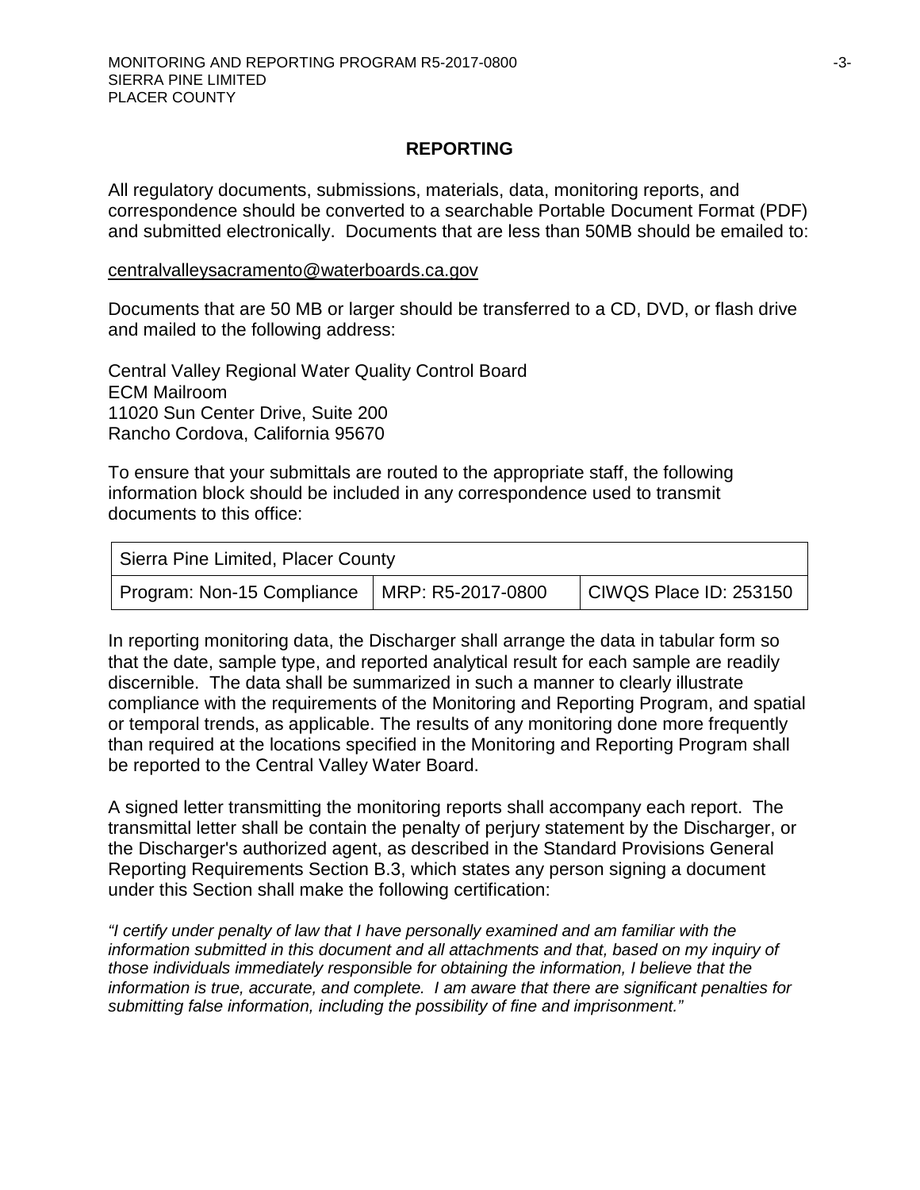## REPORTING

All regulatory documents, submissions, materials, data, monitoring reports, and correspondence should be converted to a searchable Portable Document Format (PDF) and submitted electronically. Documents that are less than 50MB should be emailed to:

centralvalleysacramento@waterboards.ca.gov

Documents that are 50 MB or larger should be transferred to a CD, DVD, or flash drive and mailed to the following address:

Central Valley Regional Water Quality Control Board
ECM Mailroom
11020 Sun Center Drive, Suite 200
Rancho Cordova, California 95670

To ensure that your submittals are routed to the appropriate staff, the following information block should be included in any correspondence used to transmit documents to this office:

| Sierra Pine Limited, Placer County | | |
|---|---|---|
| Program: Non-15 Compliance | MRP: R5-2017-0800 | CIWQS Place ID: 253150 |

In reporting monitoring data, the Discharger shall arrange the data in tabular form so that the date, sample type, and reported analytical result for each sample are readily discernible. The data shall be summarized in such a manner to clearly illustrate compliance with the requirements of the Monitoring and Reporting Program, and spatial or temporal trends, as applicable. The results of any monitoring done more frequently than required at the locations specified in the Monitoring and Reporting Program shall be reported to the Central Valley Water Board.

A signed letter transmitting the monitoring reports shall accompany each report. The transmittal letter shall be contain the penalty of perjury statement by the Discharger, or the Discharger's authorized agent, as described in the Standard Provisions General Reporting Requirements Section B.3, which states any person signing a document under this Section shall make the following certification:

*"I certify under penalty of law that I have personally examined and am familiar with the information submitted in this document and all attachments and that, based on my inquiry of those individuals immediately responsible for obtaining the information, I believe that the information is true, accurate, and complete. I am aware that there are significant penalties for submitting false information, including the possibility of fine and imprisonment."*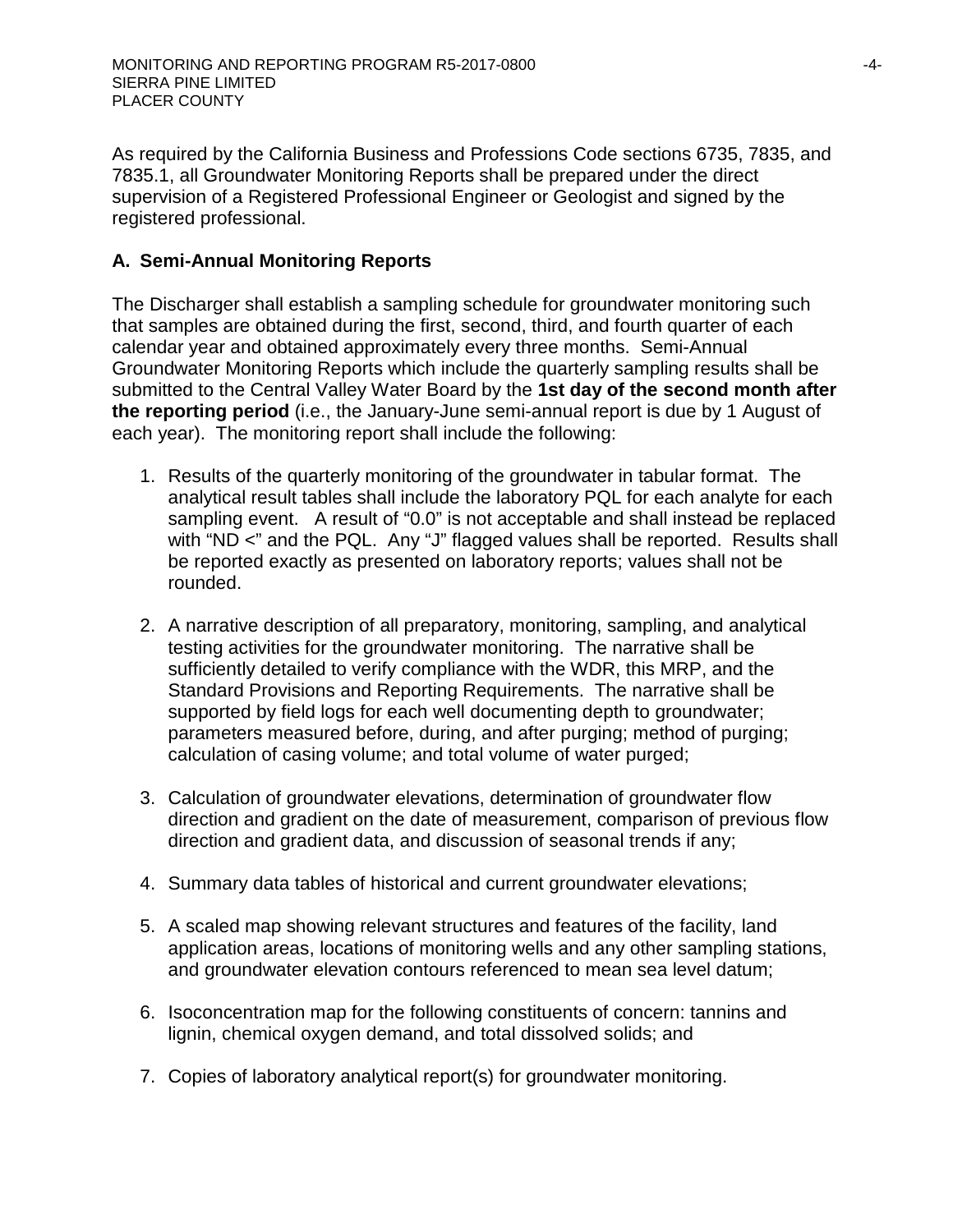As required by the California Business and Professions Code sections 6735, 7835, and 7835.1, all Groundwater Monitoring Reports shall be prepared under the direct supervision of a Registered Professional Engineer or Geologist and signed by the registered professional.

### A. Semi-Annual Monitoring Reports

The Discharger shall establish a sampling schedule for groundwater monitoring such that samples are obtained during the first, second, third, and fourth quarter of each calendar year and obtained approximately every three months. Semi-Annual Groundwater Monitoring Reports which include the quarterly sampling results shall be submitted to the Central Valley Water Board by the **1st day of the second month after the reporting period** (i.e., the January-June semi-annual report is due by 1 August of each year). The monitoring report shall include the following:

1. Results of the quarterly monitoring of the groundwater in tabular format. The analytical result tables shall include the laboratory PQL for each analyte for each sampling event. A result of "0.0" is not acceptable and shall instead be replaced with "ND <" and the PQL. Any "J" flagged values shall be reported. Results shall be reported exactly as presented on laboratory reports; values shall not be rounded.

2. A narrative description of all preparatory, monitoring, sampling, and analytical testing activities for the groundwater monitoring. The narrative shall be sufficiently detailed to verify compliance with the WDR, this MRP, and the Standard Provisions and Reporting Requirements. The narrative shall be supported by field logs for each well documenting depth to groundwater; parameters measured before, during, and after purging; method of purging; calculation of casing volume; and total volume of water purged;

3. Calculation of groundwater elevations, determination of groundwater flow direction and gradient on the date of measurement, comparison of previous flow direction and gradient data, and discussion of seasonal trends if any;

4. Summary data tables of historical and current groundwater elevations;

5. A scaled map showing relevant structures and features of the facility, land application areas, locations of monitoring wells and any other sampling stations, and groundwater elevation contours referenced to mean sea level datum;

6. Isoconcentration map for the following constituents of concern: tannins and lignin, chemical oxygen demand, and total dissolved solids; and

7. Copies of laboratory analytical report(s) for groundwater monitoring.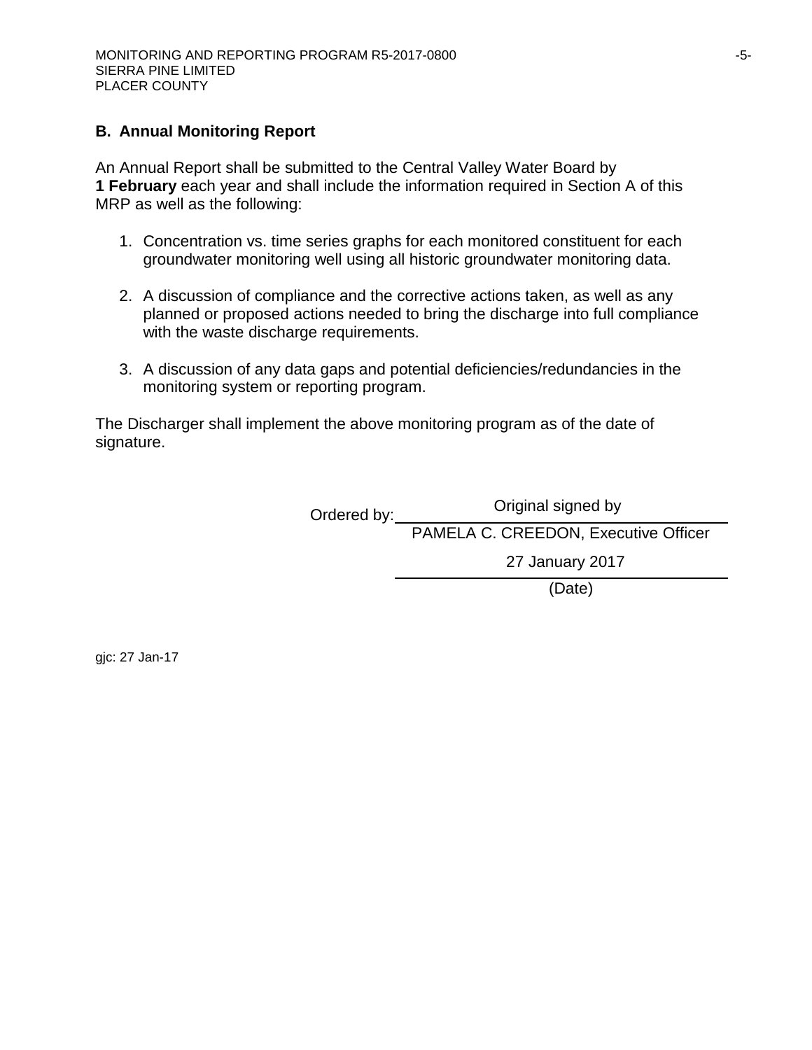## B. Annual Monitoring Report

An Annual Report shall be submitted to the Central Valley Water Board by **1 February** each year and shall include the information required in Section A of this MRP as well as the following:

1. Concentration vs. time series graphs for each monitored constituent for each groundwater monitoring well using all historic groundwater monitoring data.

2. A discussion of compliance and the corrective actions taken, as well as any planned or proposed actions needed to bring the discharge into full compliance with the waste discharge requirements.

3. A discussion of any data gaps and potential deficiencies/redundancies in the monitoring system or reporting program.

The Discharger shall implement the above monitoring program as of the date of signature.

Ordered by: Original signed by

PAMELA C. CREEDON, Executive Officer

27 January 2017

(Date)

gjc: 27 Jan-17